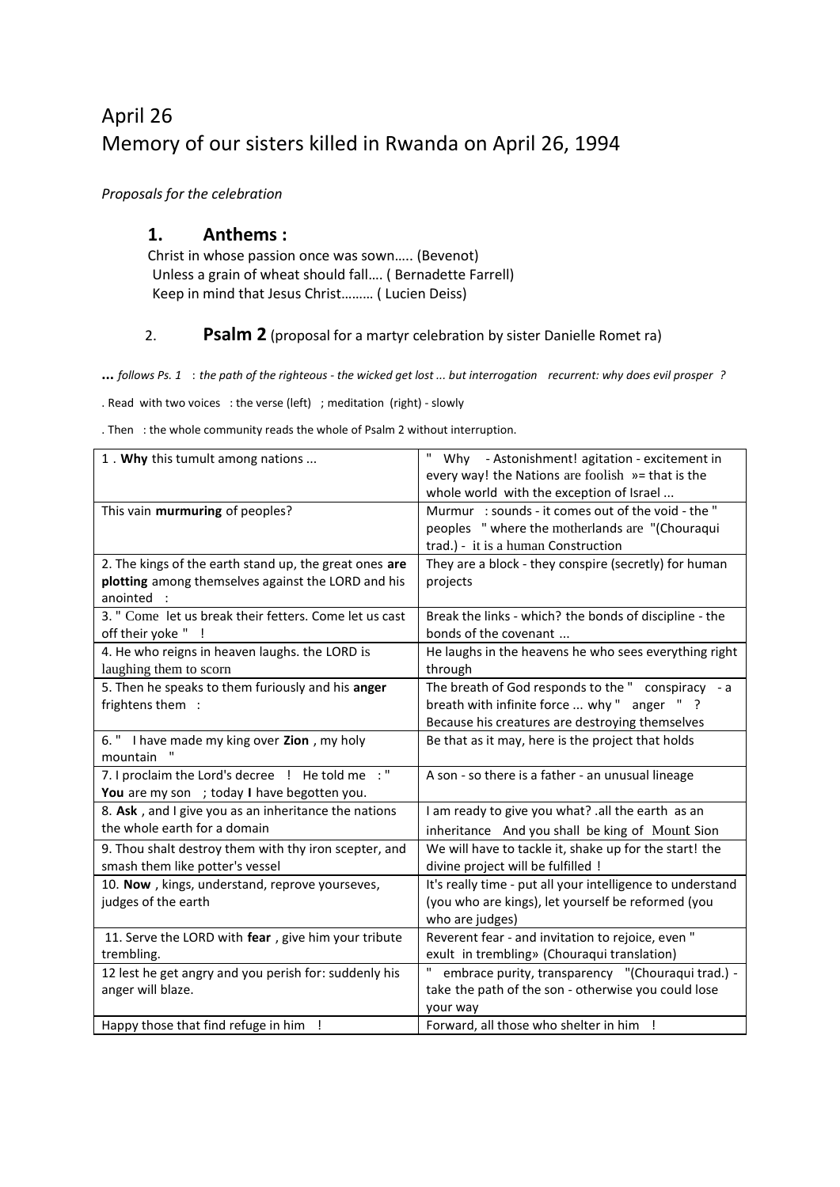# April 26
# Memory of our sisters killed in Rwanda on April 26, 1994

*Proposals for the celebration*

## 1. Anthems :

Christ in whose passion once was sown….. (Bevenot)
Unless a grain of wheat should fall…. ( Bernadette Farrell)
Keep in mind that Jesus Christ……… ( Lucien Deiss)

## 2. Psalm 2 (proposal for a martyr celebration by sister Danielle Romet ra)

**...** *follows Ps. 1 : the path of the righteous - the wicked get lost ... but interrogation recurrent: why does evil prosper ?*

. Read with two voices : the verse (left) ; meditation (right) - slowly

. Then : the whole community reads the whole of Psalm 2 without interruption.

| | |
|---|---|
| 1 . **Why** this tumult among nations ... | " Why - Astonishment! agitation - excitement in every way! the Nations are foolish »= that is the whole world with the exception of Israel ... |
| This vain **murmuring** of peoples? | Murmur : sounds - it comes out of the void - the " peoples " where the motherlands are "(Chouraqui trad.) - it is a human Construction |
| 2. The kings of the earth stand up, the great ones **are plotting** among themselves against the LORD and his anointed : | They are a block - they conspire (secretly) for human projects |
| 3. " Come let us break their fetters. Come let us cast off their yoke " ! | Break the links - which? the bonds of discipline - the bonds of the covenant ... |
| 4. He who reigns in heaven laughs. the LORD is laughing them to scorn | He laughs in the heavens he who sees everything right through |
| 5. Then he speaks to them furiously and his **anger** frightens them : | The breath of God responds to the " conspiracy - a breath with infinite force ... why " anger " ? Because his creatures are destroying themselves |
| 6. " I have made my king over **Zion** , my holy mountain " | Be that as it may, here is the project that holds |
| 7. I proclaim the Lord's decree ! He told me : " **You** are my son ; today **I** have begotten you. | A son - so there is a father - an unusual lineage |
| 8. **Ask** , and I give you as an inheritance the nations the whole earth for a domain | I am ready to give you what? .all the earth as an inheritance And you shall be king of Mount Sion |
| 9. Thou shalt destroy them with thy iron scepter, and smash them like potter's vessel | We will have to tackle it, shake up for the start! the divine project will be fulfilled ! |
| 10. **Now** , kings, understand, reprove yourseves, judges of the earth | It's really time - put all your intelligence to understand (you who are kings), let yourself be reformed (you who are judges) |
| 11. Serve the LORD with **fear** , give him your tribute trembling. | Reverent fear - and invitation to rejoice, even " exult in trembling» (Chouraqui translation) |
| 12 lest he get angry and you perish for: suddenly his anger will blaze. | " embrace purity, transparency "(Chouraqui trad.) - take the path of the son - otherwise you could lose your way |
| Happy those that find refuge in him ! | Forward, all those who shelter in him ! |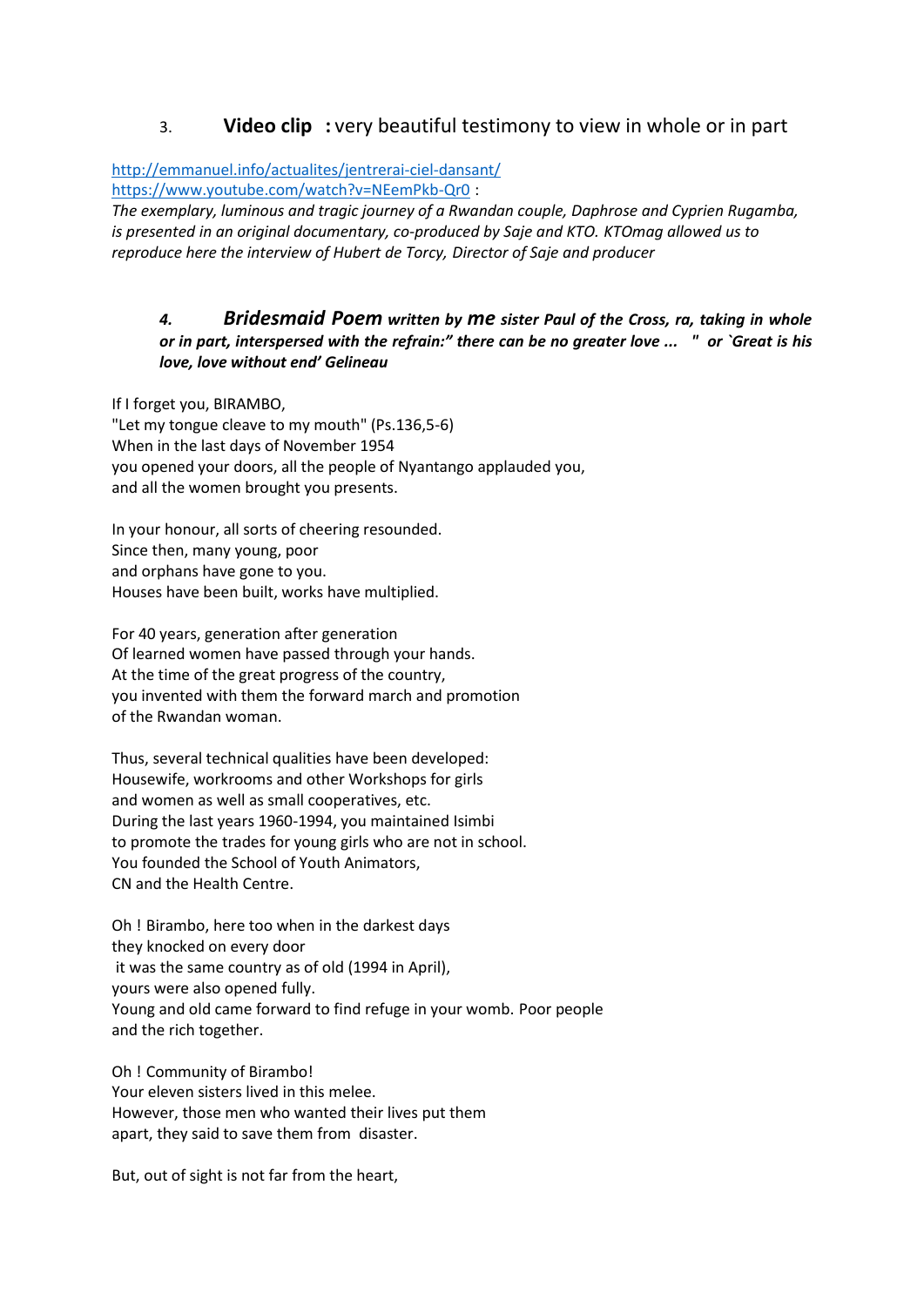3. **Video clip :** very beautiful testimony to view in whole or in part

http://emmanuel.info/actualites/jentrerai-ciel-dansant/
https://www.youtube.com/watch?v=NEemPkb-Qr0 :
*The exemplary, luminous and tragic journey of a Rwandan couple, Daphrose and Cyprien Rugamba, is presented in an original documentary, co-produced by Saje and KTO. KTOmag allowed us to reproduce here the interview of Hubert de Torcy, Director of Saje and producer*

***4. Bridesmaid Poem written by me sister Paul of the Cross, ra, taking in whole or in part, interspersed with the refrain:" there can be no greater love ... " or `Great is his love, love without end' Gelineau***

If I forget you, BIRAMBO,
"Let my tongue cleave to my mouth" (Ps.136,5-6)
When in the last days of November 1954
you opened your doors, all the people of Nyantango applauded you,
and all the women brought you presents.

In your honour, all sorts of cheering resounded.
Since then, many young, poor
and orphans have gone to you.
Houses have been built, works have multiplied.

For 40 years, generation after generation
Of learned women have passed through your hands.
At the time of the great progress of the country,
you invented with them the forward march and promotion
of the Rwandan woman.

Thus, several technical qualities have been developed:
Housewife, workrooms and other Workshops for girls
and women as well as small cooperatives, etc.
During the last years 1960-1994, you maintained Isimbi
to promote the trades for young girls who are not in school.
You founded the School of Youth Animators,
CN and the Health Centre.

Oh ! Birambo, here too when in the darkest days
they knocked on every door
it was the same country as of old (1994 in April),
yours were also opened fully.
Young and old came forward to find refuge in your womb. Poor people
and the rich together.

Oh ! Community of Birambo!
Your eleven sisters lived in this melee.
However, those men who wanted their lives put them
apart, they said to save them from disaster.

But, out of sight is not far from the heart,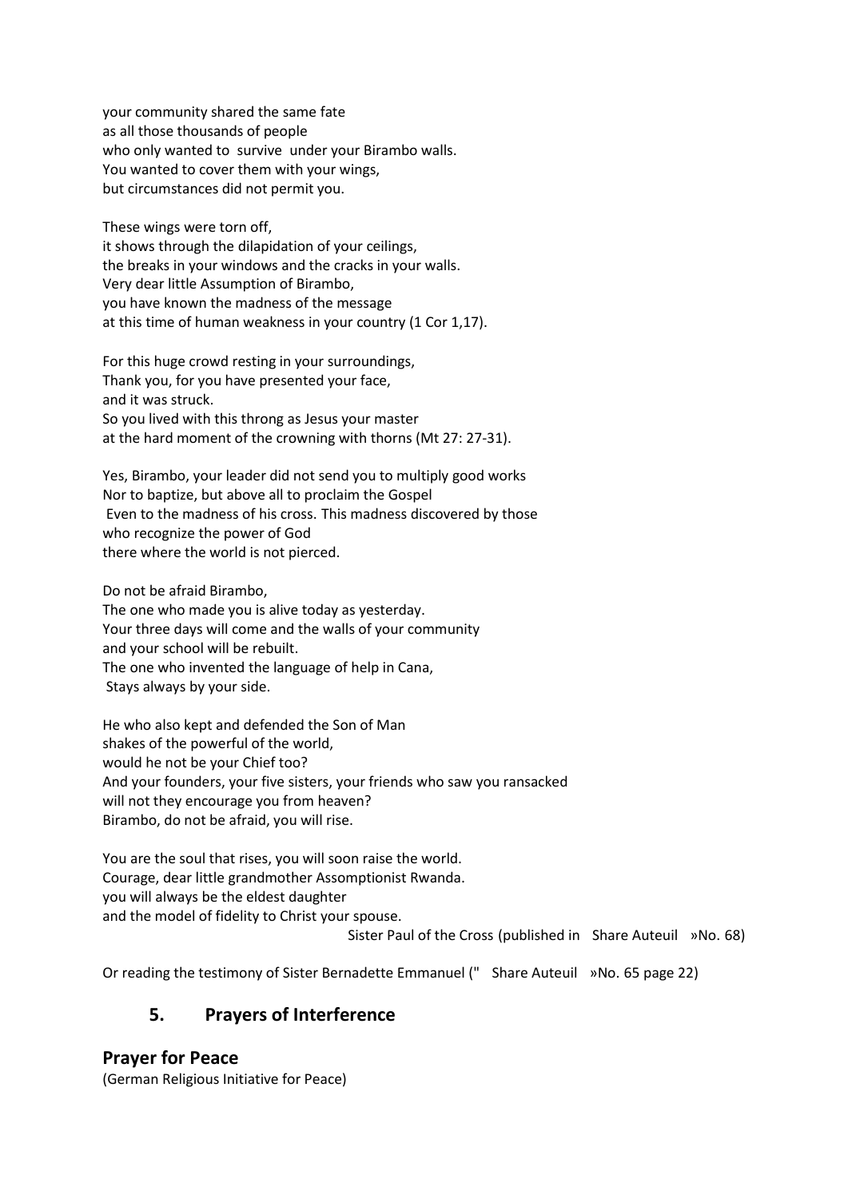your community shared the same fate
as all those thousands of people
who only wanted to survive under your Birambo walls.
You wanted to cover them with your wings,
but circumstances did not permit you.

These wings were torn off,
it shows through the dilapidation of your ceilings,
the breaks in your windows and the cracks in your walls.
Very dear little Assumption of Birambo,
you have known the madness of the message
at this time of human weakness in your country (1 Cor 1,17).

For this huge crowd resting in your surroundings,
Thank you, for you have presented your face,
and it was struck.
So you lived with this throng as Jesus your master
at the hard moment of the crowning with thorns (Mt 27: 27-31).

Yes, Birambo, your leader did not send you to multiply good works
Nor to baptize, but above all to proclaim the Gospel
Even to the madness of his cross. This madness discovered by those
who recognize the power of God
there where the world is not pierced.

Do not be afraid Birambo,
The one who made you is alive today as yesterday.
Your three days will come and the walls of your community
and your school will be rebuilt.
The one who invented the language of help in Cana,
Stays always by your side.

He who also kept and defended the Son of Man
shakes of the powerful of the world,
would he not be your Chief too?
And your founders, your five sisters, your friends who saw you ransacked
will not they encourage you from heaven?
Birambo, do not be afraid, you will rise.

You are the soul that rises, you will soon raise the world.
Courage, dear little grandmother Assomptionist Rwanda.
you will always be the eldest daughter
and the model of fidelity to Christ your spouse.

Sister Paul of the Cross (published in Share Auteuil »No. 68)

Or reading the testimony of Sister Bernadette Emmanuel (" Share Auteuil »No. 65 page 22)

## 5. Prayers of Interference

### Prayer for Peace

(German Religious Initiative for Peace)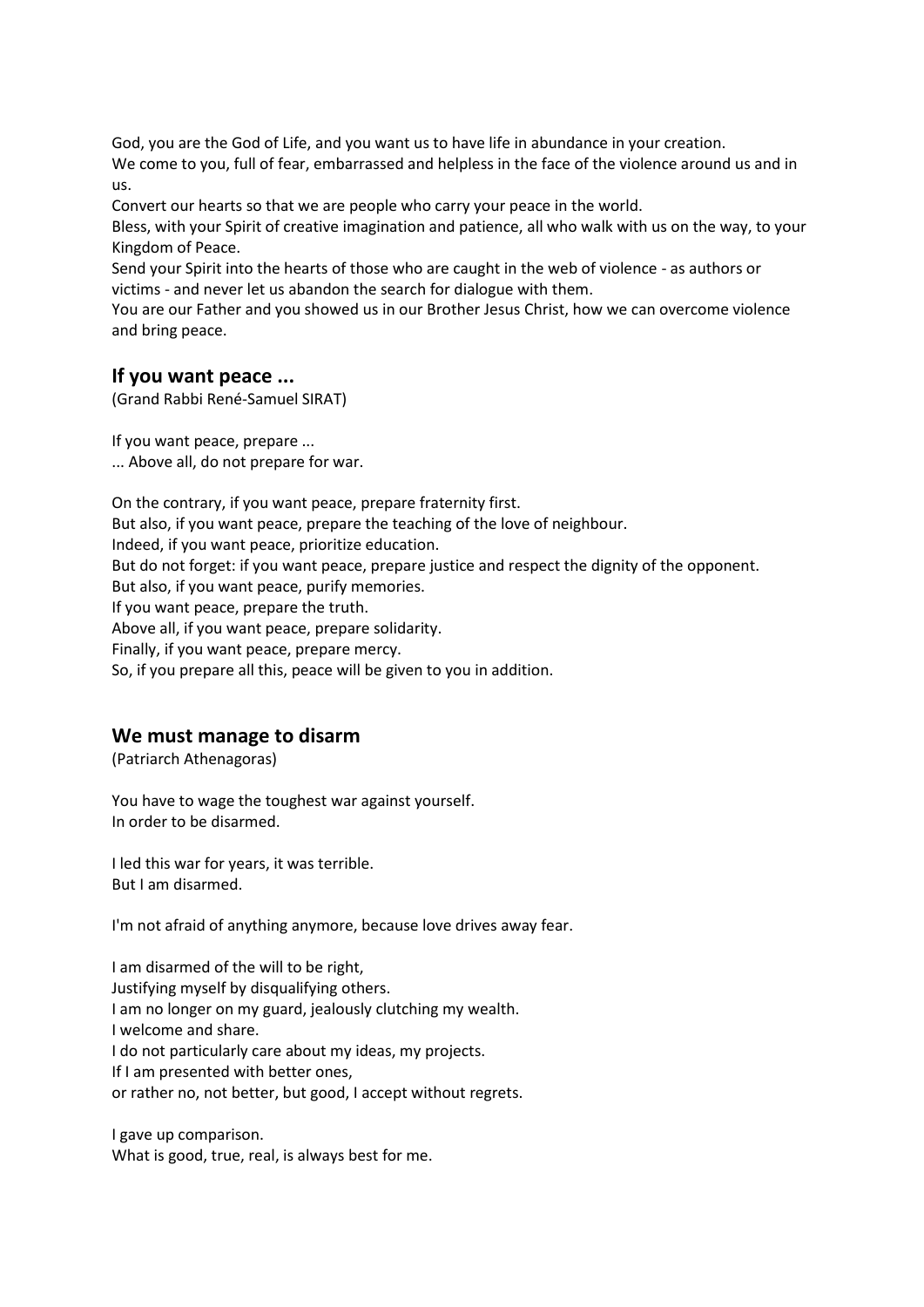God, you are the God of Life, and you want us to have life in abundance in your creation.
We come to you, full of fear, embarrassed and helpless in the face of the violence around us and in us.
Convert our hearts so that we are people who carry your peace in the world.
Bless, with your Spirit of creative imagination and patience, all who walk with us on the way, to your Kingdom of Peace.
Send your Spirit into the hearts of those who are caught in the web of violence - as authors or victims - and never let us abandon the search for dialogue with them.
You are our Father and you showed us in our Brother Jesus Christ, how we can overcome violence and bring peace.

## If you want peace ...

(Grand Rabbi René-Samuel SIRAT)

If you want peace, prepare ...
... Above all, do not prepare for war.

On the contrary, if you want peace, prepare fraternity first.
But also, if you want peace, prepare the teaching of the love of neighbour.
Indeed, if you want peace, prioritize education.
But do not forget: if you want peace, prepare justice and respect the dignity of the opponent.
But also, if you want peace, purify memories.
If you want peace, prepare the truth.
Above all, if you want peace, prepare solidarity.
Finally, if you want peace, prepare mercy.
So, if you prepare all this, peace will be given to you in addition.

## We must manage to disarm

(Patriarch Athenagoras)

You have to wage the toughest war against yourself.
In order to be disarmed.

I led this war for years, it was terrible.
But I am disarmed.

I'm not afraid of anything anymore, because love drives away fear.

I am disarmed of the will to be right,
Justifying myself by disqualifying others.
I am no longer on my guard, jealously clutching my wealth.
I welcome and share.
I do not particularly care about my ideas, my projects.
If I am presented with better ones,
or rather no, not better, but good, I accept without regrets.

I gave up comparison.
What is good, true, real, is always best for me.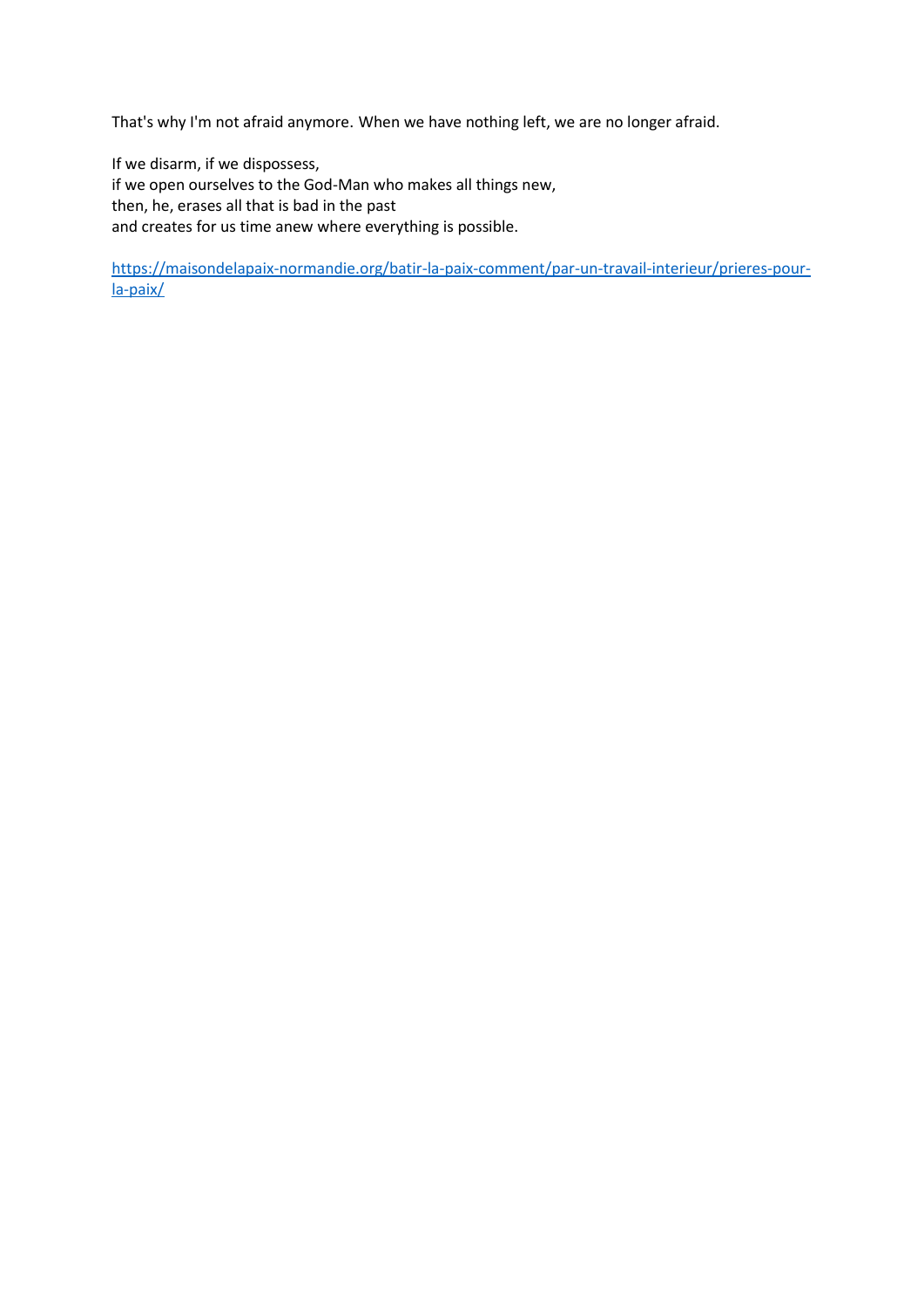That's why I'm not afraid anymore. When we have nothing left, we are no longer afraid.

If we disarm, if we dispossess,
if we open ourselves to the God-Man who makes all things new,
then, he, erases all that is bad in the past
and creates for us time anew where everything is possible.

https://maisondelapaix-normandie.org/batir-la-paix-comment/par-un-travail-interieur/prieres-pour-la-paix/